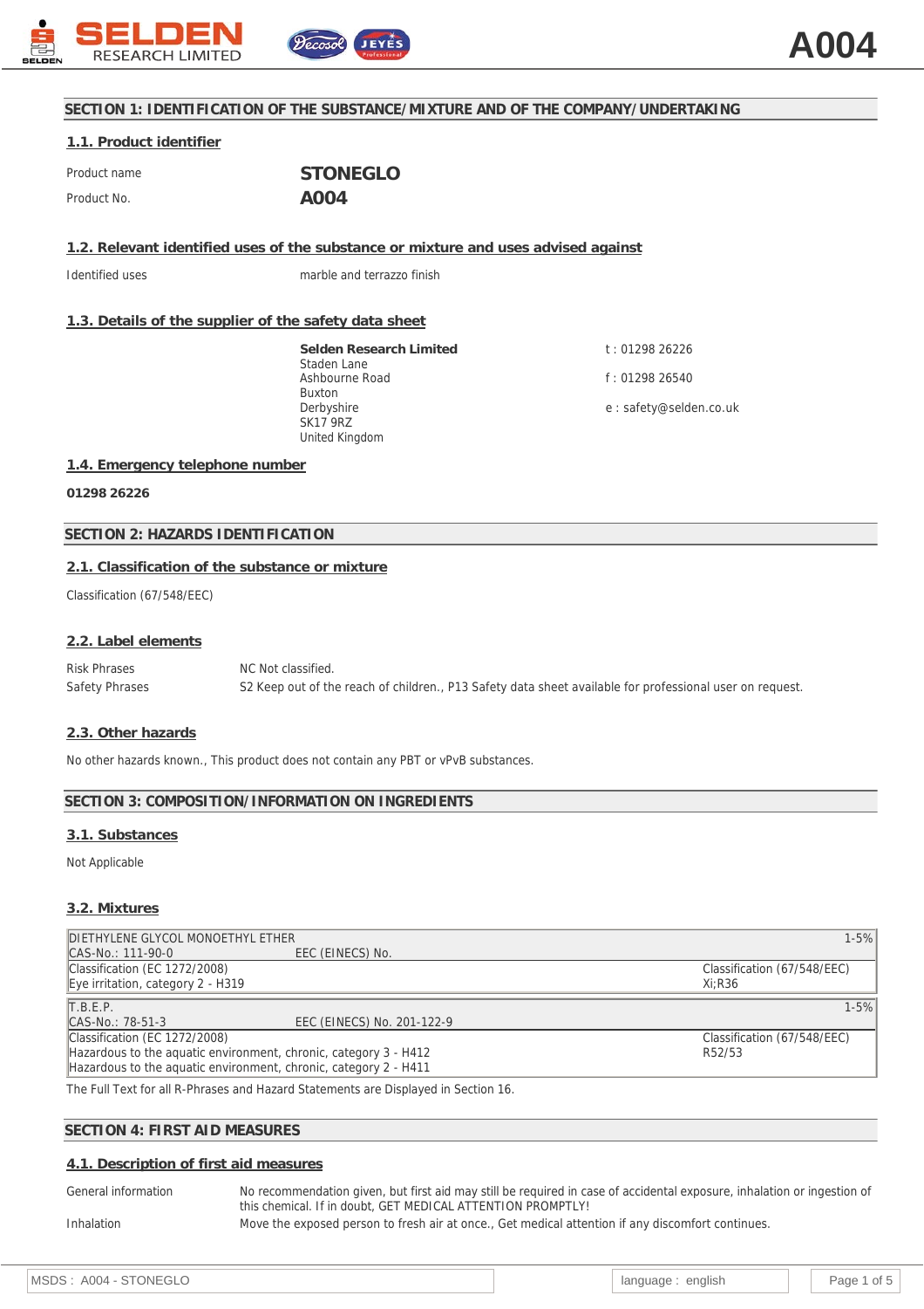# SECTION 1: IDENTIFICATION OF THE SUBSTANCE/MIXTURE AND OF THE COMPANY/UNDERTAKING

## 1.1. Product identifier

Product name **STONEGLO**

Product No. **A004**

## 1.2. Relevant identified uses of the substance or mixture and uses advised against

Identified uses marble and terrazzo finish

## 1.3. Details of the supplier of the safety data sheet

**Selden Research Limited**
Staden Lane
Ashbourne Road
Buxton
Derbyshire
SK17 9RZ
United Kingdom

t : 01298 26226

f : 01298 26540

e : safety@selden.co.uk

## 1.4. Emergency telephone number

**01298 26226**

# SECTION 2: HAZARDS IDENTIFICATION

## 2.1. Classification of the substance or mixture

Classification (67/548/EEC)

## 2.2. Label elements

Risk Phrases NC Not classified.

Safety Phrases S2 Keep out of the reach of children., P13 Safety data sheet available for professional user on request.

## 2.3. Other hazards

No other hazards known., This product does not contain any PBT or vPvB substances.

# SECTION 3: COMPOSITION/INFORMATION ON INGREDIENTS

## 3.1. Substances

Not Applicable

## 3.2. Mixtures

| DIETHYLENE GLYCOL MONOETHYL ETHER | | 1-5% |
|---|---|---|
| CAS-No.: 111-90-0 | EEC (EINECS) No. | |
| Classification (EC 1272/2008)<br>Eye irritation, category 2 - H319 | | Classification (67/548/EEC)<br>Xi;R36 |

| T.B.E.P. | | 1-5% |
|---|---|---|
| CAS-No.: 78-51-3 | EEC (EINECS) No. 201-122-9 | |
| Classification (EC 1272/2008)<br>Hazardous to the aquatic environment, chronic, category 3 - H412<br>Hazardous to the aquatic environment, chronic, category 2 - H411 | | Classification (67/548/EEC)<br>R52/53 |

The Full Text for all R-Phrases and Hazard Statements are Displayed in Section 16.

# SECTION 4: FIRST AID MEASURES

## 4.1. Description of first aid measures

General information No recommendation given, but first aid may still be required in case of accidental exposure, inhalation or ingestion of this chemical. If in doubt, GET MEDICAL ATTENTION PROMPTLY!

Inhalation Move the exposed person to fresh air at once., Get medical attention if any discomfort continues.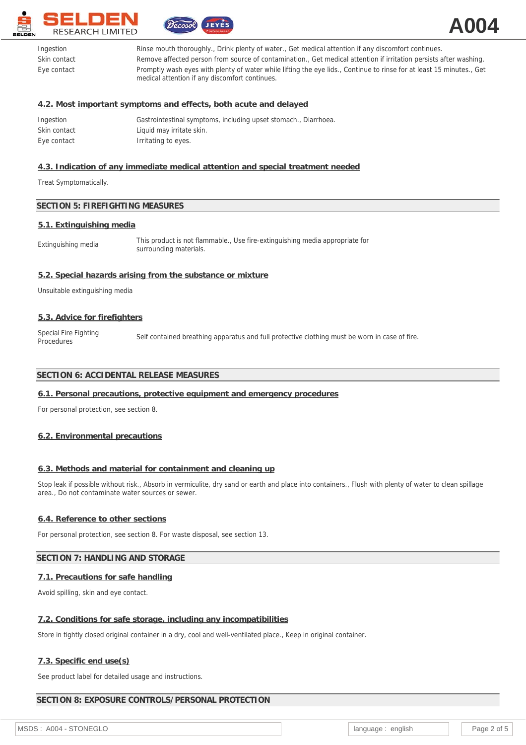| | |
|---|---|
| Ingestion | Rinse mouth thoroughly., Drink plenty of water., Get medical attention if any discomfort continues. |
| Skin contact | Remove affected person from source of contamination., Get medical attention if irritation persists after washing. |
| Eye contact | Promptly wash eyes with plenty of water while lifting the eye lids., Continue to rinse for at least 15 minutes., Get medical attention if any discomfort continues. |

### 4.2. Most important symptoms and effects, both acute and delayed

| | |
|---|---|
| Ingestion | Gastrointestinal symptoms, including upset stomach., Diarrhoea. |
| Skin contact | Liquid may irritate skin. |
| Eye contact | Irritating to eyes. |

### 4.3. Indication of any immediate medical attention and special treatment needed

Treat Symptomatically.

## SECTION 5: FIREFIGHTING MEASURES

### 5.1. Extinguishing media

| | |
|---|---|
| Extinguishing media | This product is not flammable., Use fire-extinguishing media appropriate for surrounding materials. |

### 5.2. Special hazards arising from the substance or mixture

Unsuitable extinguishing media

### 5.3. Advice for firefighters

| | |
|---|---|
| Special Fire Fighting Procedures | Self contained breathing apparatus and full protective clothing must be worn in case of fire. |

## SECTION 6: ACCIDENTAL RELEASE MEASURES

### 6.1. Personal precautions, protective equipment and emergency procedures

For personal protection, see section 8.

### 6.2. Environmental precautions

### 6.3. Methods and material for containment and cleaning up

Stop leak if possible without risk., Absorb in vermiculite, dry sand or earth and place into containers., Flush with plenty of water to clean spillage area., Do not contaminate water sources or sewer.

### 6.4. Reference to other sections

For personal protection, see section 8. For waste disposal, see section 13.

## SECTION 7: HANDLING AND STORAGE

### 7.1. Precautions for safe handling

Avoid spilling, skin and eye contact.

### 7.2. Conditions for safe storage, including any incompatibilities

Store in tightly closed original container in a dry, cool and well-ventilated place., Keep in original container.

### 7.3. Specific end use(s)

See product label for detailed usage and instructions.

## SECTION 8: EXPOSURE CONTROLS/PERSONAL PROTECTION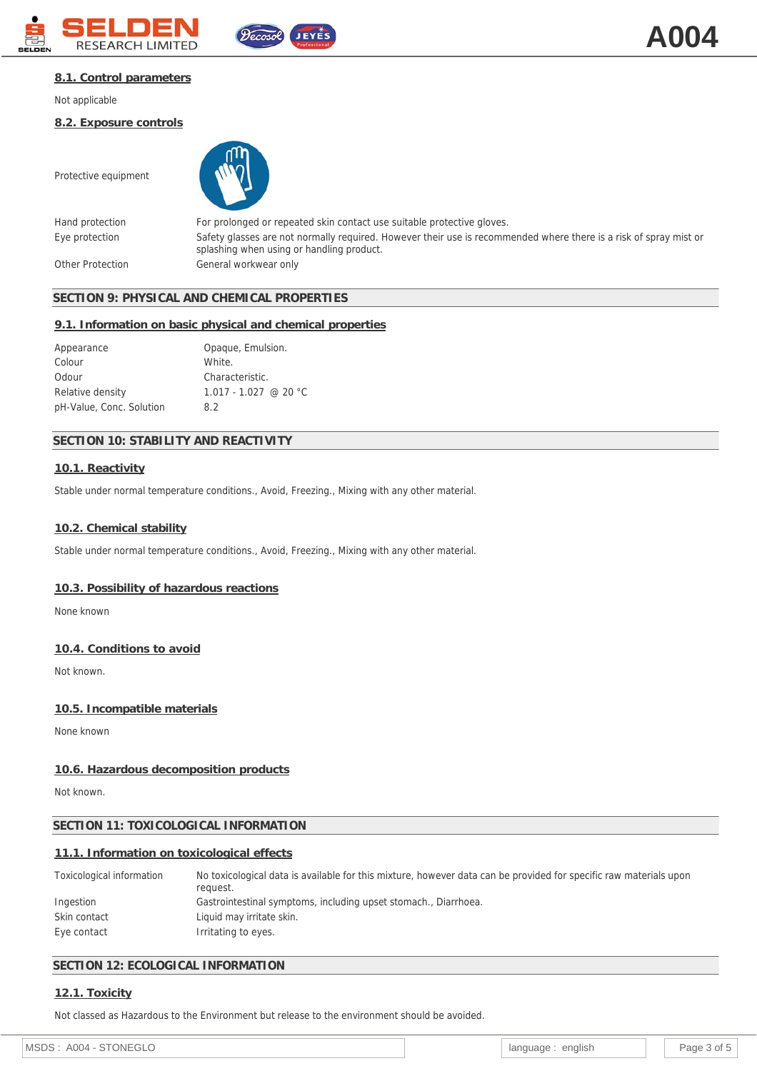### 8.1. Control parameters

Not applicable

### 8.2. Exposure controls

| | |
|---|---|
| Protective equipment | |
| Hand protection | For prolonged or repeated skin contact use suitable protective gloves. |
| Eye protection | Safety glasses are not normally required. However their use is recommended where there is a risk of spray mist or splashing when using or handling product. |
| Other Protection | General workwear only |

## SECTION 9: PHYSICAL AND CHEMICAL PROPERTIES

### 9.1. Information on basic physical and chemical properties

| | |
|---|---|
| Appearance | Opaque, Emulsion. |
| Colour | White. |
| Odour | Characteristic. |
| Relative density | 1.017 - 1.027 @ 20 °C |
| pH-Value, Conc. Solution | 8.2 |

## SECTION 10: STABILITY AND REACTIVITY

### 10.1. Reactivity

Stable under normal temperature conditions., Avoid, Freezing., Mixing with any other material.

### 10.2. Chemical stability

Stable under normal temperature conditions., Avoid, Freezing., Mixing with any other material.

### 10.3. Possibility of hazardous reactions

None known

### 10.4. Conditions to avoid

Not known.

### 10.5. Incompatible materials

None known

### 10.6. Hazardous decomposition products

Not known.

## SECTION 11: TOXICOLOGICAL INFORMATION

### 11.1. Information on toxicological effects

| | |
|---|---|
| Toxicological information | No toxicological data is available for this mixture, however data can be provided for specific raw materials upon request. |
| Ingestion | Gastrointestinal symptoms, including upset stomach., Diarrhoea. |
| Skin contact | Liquid may irritate skin. |
| Eye contact | Irritating to eyes. |

## SECTION 12: ECOLOGICAL INFORMATION

### 12.1. Toxicity

Not classed as Hazardous to the Environment but release to the environment should be avoided.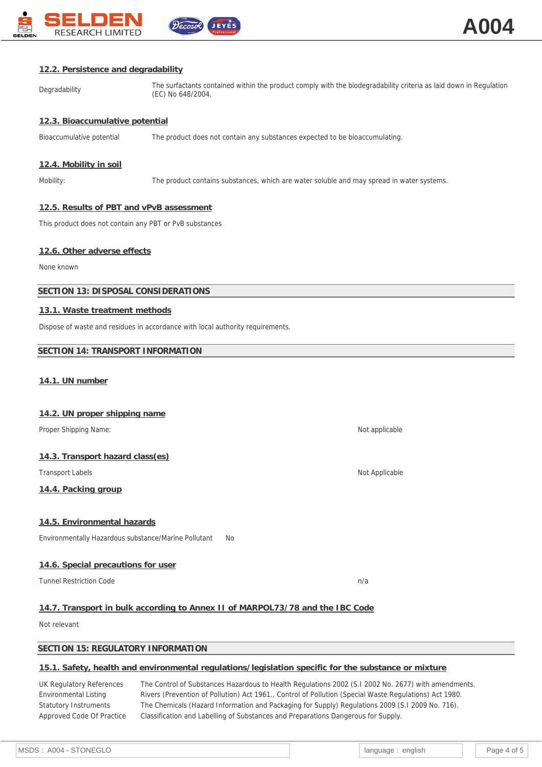### 12.2. Persistence and degradability

| | |
|---|---|
| Degradability | The surfactants contained within the product comply with the biodegradability criteria as laid down in Regulation (EC) No 648/2004. |

### 12.3. Bioaccumulative potential

| | |
|---|---|
| Bioaccumulative potential | The product does not contain any substances expected to be bioaccumulating. |

### 12.4. Mobility in soil

| | |
|---|---|
| Mobility: | The product contains substances, which are water soluble and may spread in water systems. |

### 12.5. Results of PBT and vPvB assessment

This product does not contain any PBT or PvB substances

### 12.6. Other adverse effects

None known

## SECTION 13: DISPOSAL CONSIDERATIONS

### 13.1. Waste treatment methods

Dispose of waste and residues in accordance with local authority requirements.

## SECTION 14: TRANSPORT INFORMATION

### 14.1. UN number

### 14.2. UN proper shipping name

| | |
|---|---|
| Proper Shipping Name: | Not applicable |

### 14.3. Transport hazard class(es)

| | |
|---|---|
| Transport Labels | Not Applicable |

### 14.4. Packing group

### 14.5. Environmental hazards

| | |
|---|---|
| Environmentally Hazardous substance/Marine Pollutant | No |

### 14.6. Special precautions for user

| | |
|---|---|
| Tunnel Restriction Code | n/a |

### 14.7. Transport in bulk according to Annex II of MARPOL73/78 and the IBC Code

Not relevant

## SECTION 15: REGULATORY INFORMATION

### 15.1. Safety, health and environmental regulations/legislation specific for the substance or mixture

| | |
|---|---|
| UK Regulatory References | The Control of Substances Hazardous to Health Regulations 2002 (S.I 2002 No. 2677) with amendments. |
| Environmental Listing | Rivers (Prevention of Pollution) Act 1961., Control of Pollution (Special Waste Regulations) Act 1980. |
| Statutory Instruments | The Chemicals (Hazard Information and Packaging for Supply) Regulations 2009 (S.I 2009 No. 716). |
| Approved Code Of Practice | Classification and Labelling of Substances and Preparations Dangerous for Supply. |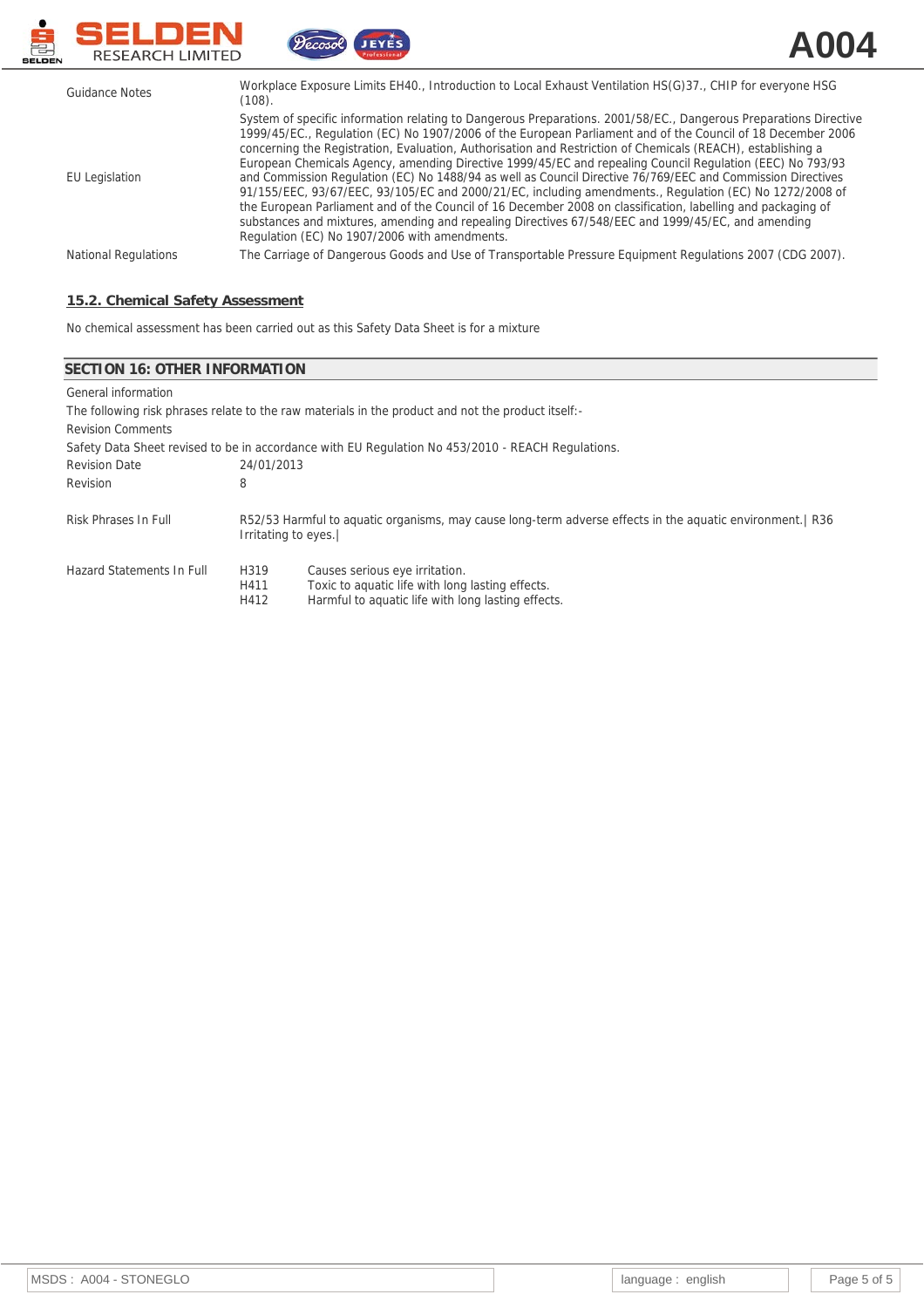| | |
|---|---|
| Guidance Notes | Workplace Exposure Limits EH40., Introduction to Local Exhaust Ventilation HS(G)37., CHIP for everyone HSG (108). |
| EU Legislation | System of specific information relating to Dangerous Preparations. 2001/58/EC., Dangerous Preparations Directive 1999/45/EC., Regulation (EC) No 1907/2006 of the European Parliament and of the Council of 18 December 2006 concerning the Registration, Evaluation, Authorisation and Restriction of Chemicals (REACH), establishing a European Chemicals Agency, amending Directive 1999/45/EC and repealing Council Regulation (EEC) No 793/93 and Commission Regulation (EC) No 1488/94 as well as Council Directive 76/769/EEC and Commission Directives 91/155/EEC, 93/67/EEC, 93/105/EC and 2000/21/EC, including amendments., Regulation (EC) No 1272/2008 of the European Parliament and of the Council of 16 December 2008 on classification, labelling and packaging of substances and mixtures, amending and repealing Directives 67/548/EEC and 1999/45/EC, and amending Regulation (EC) No 1907/2006 with amendments. |
| National Regulations | The Carriage of Dangerous Goods and Use of Transportable Pressure Equipment Regulations 2007 (CDG 2007). |

### 15.2. Chemical Safety Assessment

No chemical assessment has been carried out as this Safety Data Sheet is for a mixture

## SECTION 16: OTHER INFORMATION

General information

The following risk phrases relate to the raw materials in the product and not the product itself:-

Revision Comments

Safety Data Sheet revised to be in accordance with EU Regulation No 453/2010 - REACH Regulations.

| | |
|---|---|
| Revision Date | 24/01/2013 |
| Revision | 8 |
| Risk Phrases In Full | R52/53 Harmful to aquatic organisms, may cause long-term adverse effects in the aquatic environment.\| R36 Irritating to eyes.\| |

| Hazard Statements In Full | | |
|---|---|---|
| | H319 | Causes serious eye irritation. |
| | H411 | Toxic to aquatic life with long lasting effects. |
| | H412 | Harmful to aquatic life with long lasting effects. |